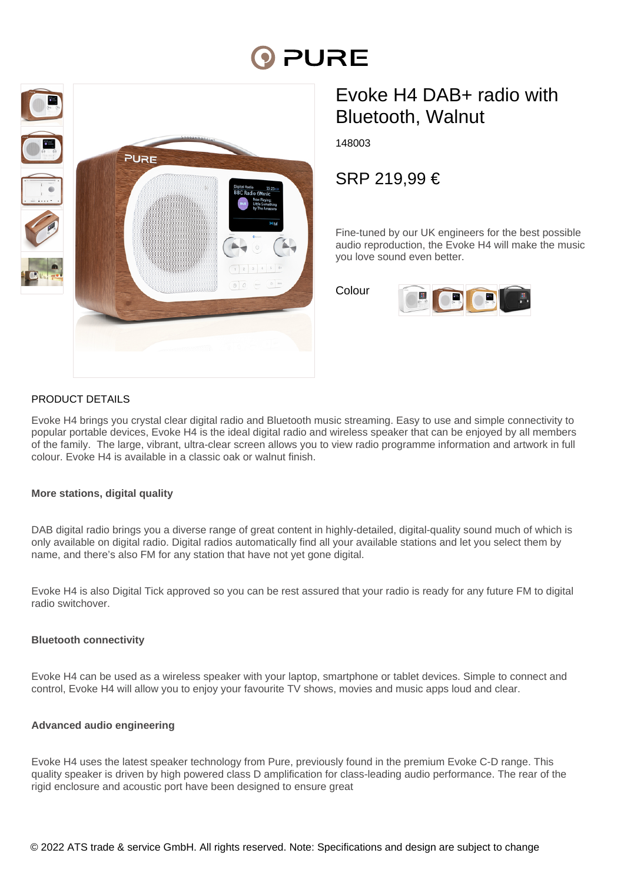# Evoke H4 DAB+ radio with Bluetooth, Walnut

148003

SRP 219,99 €

Fine-tuned by our UK engineers for the best possible audio reproduction, the Evoke H4 will make the music you love sound even better.

Colour

## PRODUCT DETAILS

Evoke H4 brings you crystal clear digital radio and Bluetooth music streaming. Easy to use and simple connectivity to popular portable devices, Evoke H4 is the ideal digital radio and wireless speaker that can be enjoyed by all members of the family. The large, vibrant, ultra-clear screen allows you to view radio programme information and artwork in full colour. Evoke H4 is available in a classic oak or walnut finish.

**More stations, digital quality**

DAB digital radio brings you a diverse range of great content in highly-detailed, digital-quality sound much of which is only available on digital radio. Digital radios automatically find all your available stations and let you select them by name, and there's also FM for any station that have not yet gone digital.

Evoke H4 is also Digital Tick approved so you can be rest assured that your radio is ready for any future FM to digital radio switchover.

**Bluetooth connectivity**

Evoke H4 can be used as a wireless speaker with your laptop, smartphone or tablet devices. Simple to connect and control, Evoke H4 will allow you to enjoy your favourite TV shows, movies and music apps loud and clear.

**Advanced audio engineering**

Evoke H4 uses the latest speaker technology from Pure, previously found in the premium Evoke C-D range. This quality speaker is driven by high powered class D amplification for class-leading audio performance. The rear of the rigid enclosure and acoustic port have been designed to ensure great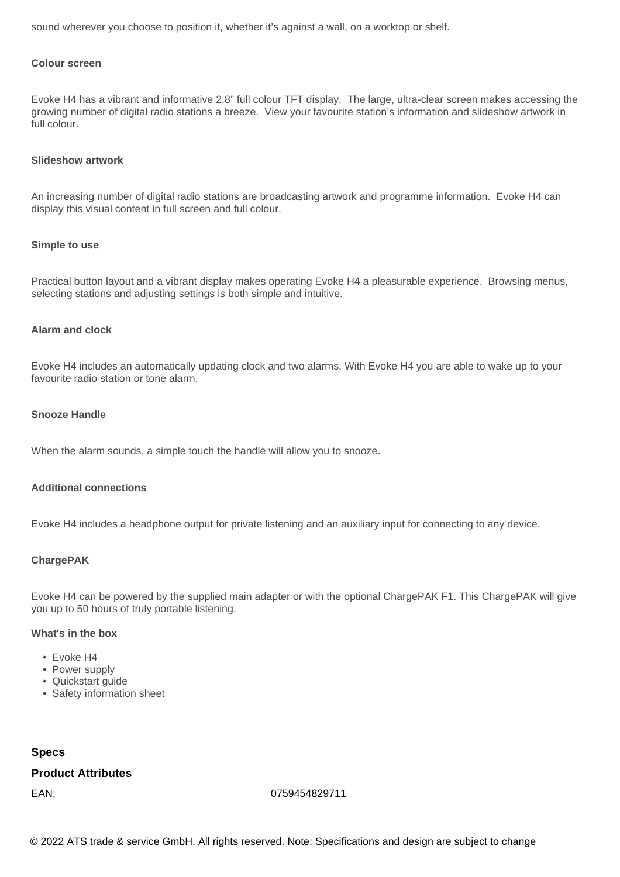sound wherever you choose to position it, whether it's against a wall, on a worktop or shelf.

**Colour screen**

Evoke H4 has a vibrant and informative 2.8" full colour TFT display. The large, ultra-clear screen makes accessing the growing number of digital radio stations a breeze. View your favourite station's information and slideshow artwork in full colour.

**Slideshow artwork**

An increasing number of digital radio stations are broadcasting artwork and programme information. Evoke H4 can display this visual content in full screen and full colour.

**Simple to use**

Practical button layout and a vibrant display makes operating Evoke H4 a pleasurable experience. Browsing menus, selecting stations and adjusting settings is both simple and intuitive.

**Alarm and clock**

Evoke H4 includes an automatically updating clock and two alarms. With Evoke H4 you are able to wake up to your favourite radio station or tone alarm.

**Snooze Handle**

When the alarm sounds, a simple touch the handle will allow you to snooze.

**Additional connections**

Evoke H4 includes a headphone output for private listening and an auxiliary input for connecting to any device.

**ChargePAK**

Evoke H4 can be powered by the supplied main adapter or with the optional ChargePAK F1. This ChargePAK will give you up to 50 hours of truly portable listening.

**What's in the box**

- Evoke H4
- Power supply
- Quickstart guide
- Safety information sheet

## Specs

### Product Attributes

| EAN: | 0759454829711 |
|---|---|

© 2022 ATS trade & service GmbH. All rights reserved. Note: Specifications and design are subject to change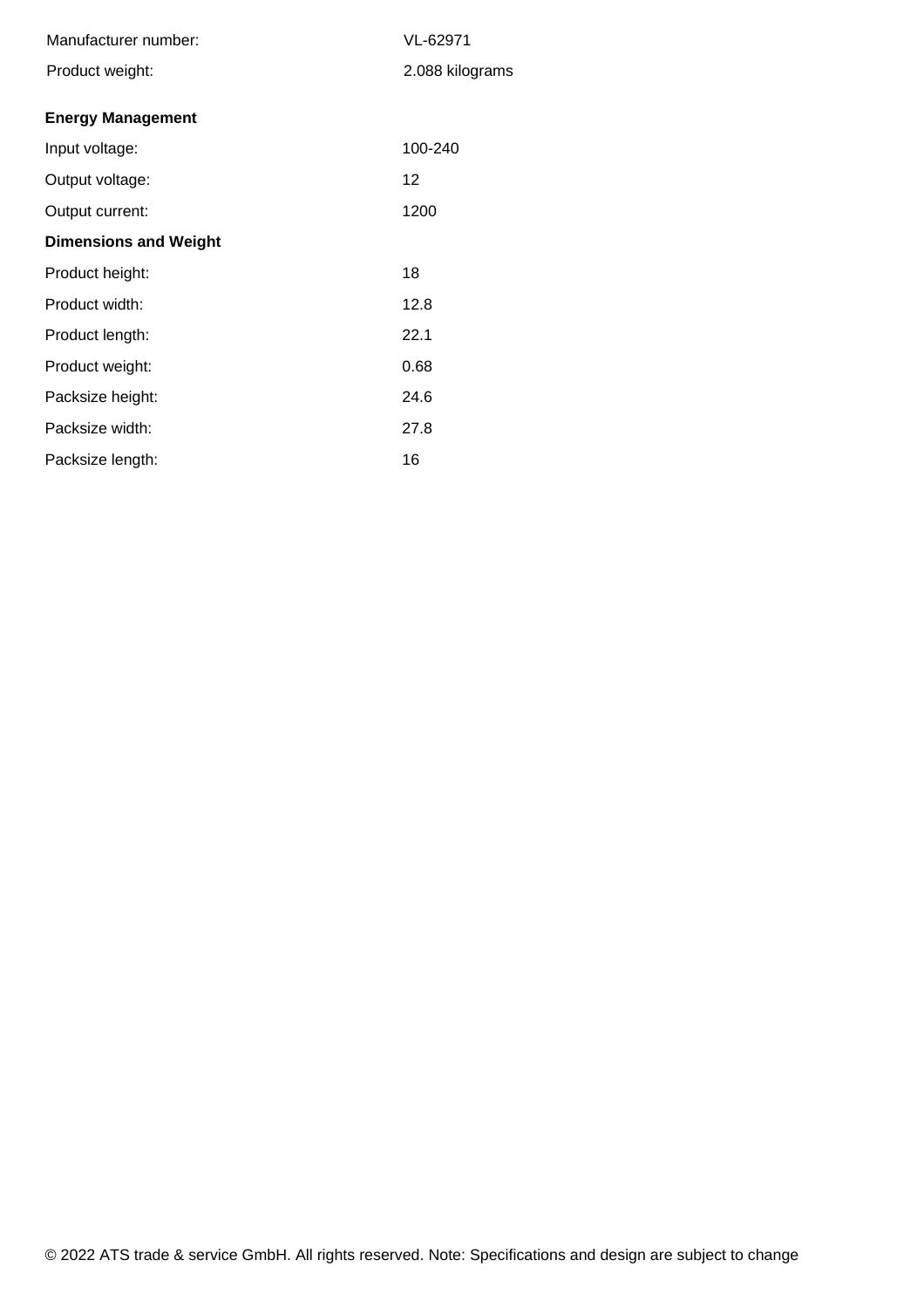| | |
|---|---|
| Manufacturer number: | VL-62971 |
| Product weight: | 2.088 kilograms |

**Energy Management**

| | |
|---|---|
| Input voltage: | 100-240 |
| Output voltage: | 12 |
| Output current: | 1200 |

**Dimensions and Weight**

| | |
|---|---|
| Product height: | 18 |
| Product width: | 12.8 |
| Product length: | 22.1 |
| Product weight: | 0.68 |
| Packsize height: | 24.6 |
| Packsize width: | 27.8 |
| Packsize length: | 16 |

© 2022 ATS trade & service GmbH. All rights reserved. Note: Specifications and design are subject to change